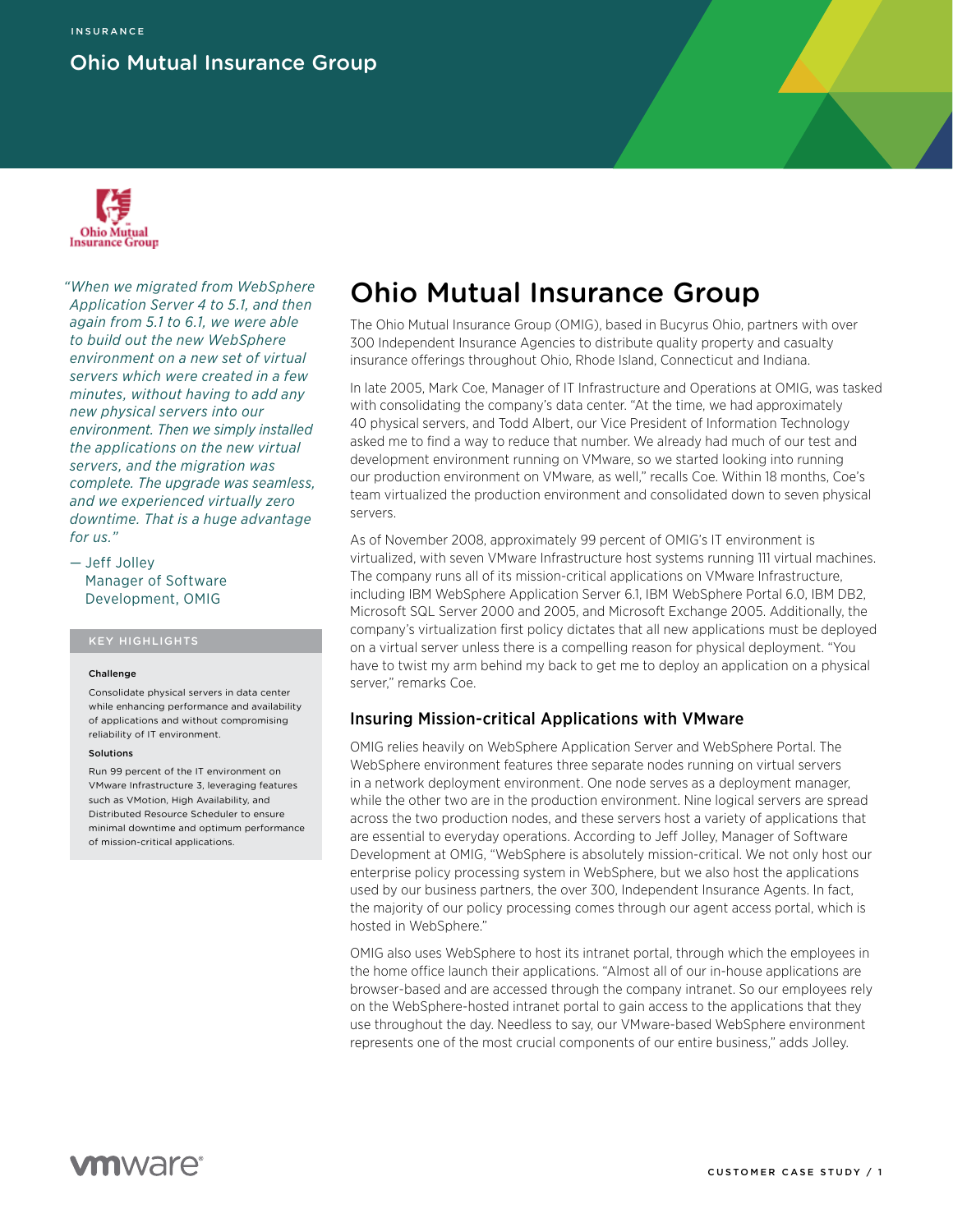INSURANCE

Ohio Mutual Insurance Group

*"When we migrated from WebSphere Application Server 4 to 5.1, and then again from 5.1 to 6.1, we were able to build out the new WebSphere environment on a new set of virtual servers which were created in a few minutes, without having to add any new physical servers into our environment. Then we simply installed the applications on the new virtual servers, and the migration was complete. The upgrade was seamless, and we experienced virtually zero downtime. That is a huge advantage for us."*

— Jeff Jolley
Manager of Software Development, OMIG

**KEY HIGHLIGHTS**

**Challenge**

Consolidate physical servers in data center while enhancing performance and availability of applications and without compromising reliability of IT environment.

**Solutions**

Run 99 percent of the IT environment on VMware Infrastructure 3, leveraging features such as VMotion, High Availability, and Distributed Resource Scheduler to ensure minimal downtime and optimum performance of mission-critical applications.

# Ohio Mutual Insurance Group

The Ohio Mutual Insurance Group (OMIG), based in Bucyrus Ohio, partners with over 300 Independent Insurance Agencies to distribute quality property and casualty insurance offerings throughout Ohio, Rhode Island, Connecticut and Indiana.

In late 2005, Mark Coe, Manager of IT Infrastructure and Operations at OMIG, was tasked with consolidating the company's data center. "At the time, we had approximately 40 physical servers, and Todd Albert, our Vice President of Information Technology asked me to find a way to reduce that number. We already had much of our test and development environment running on VMware, so we started looking into running our production environment on VMware, as well," recalls Coe. Within 18 months, Coe's team virtualized the production environment and consolidated down to seven physical servers.

As of November 2008, approximately 99 percent of OMIG's IT environment is virtualized, with seven VMware Infrastructure host systems running 111 virtual machines. The company runs all of its mission-critical applications on VMware Infrastructure, including IBM WebSphere Application Server 6.1, IBM WebSphere Portal 6.0, IBM DB2, Microsoft SQL Server 2000 and 2005, and Microsoft Exchange 2005. Additionally, the company's virtualization first policy dictates that all new applications must be deployed on a virtual server unless there is a compelling reason for physical deployment. "You have to twist my arm behind my back to get me to deploy an application on a physical server," remarks Coe.

## Insuring Mission-critical Applications with VMware

OMIG relies heavily on WebSphere Application Server and WebSphere Portal. The WebSphere environment features three separate nodes running on virtual servers in a network deployment environment. One node serves as a deployment manager, while the other two are in the production environment. Nine logical servers are spread across the two production nodes, and these servers host a variety of applications that are essential to everyday operations. According to Jeff Jolley, Manager of Software Development at OMIG, "WebSphere is absolutely mission-critical. We not only host our enterprise policy processing system in WebSphere, but we also host the applications used by our business partners, the over 300, Independent Insurance Agents. In fact, the majority of our policy processing comes through our agent access portal, which is hosted in WebSphere."

OMIG also uses WebSphere to host its intranet portal, through which the employees in the home office launch their applications. "Almost all of our in-house applications are browser-based and are accessed through the company intranet. So our employees rely on the WebSphere-hosted intranet portal to gain access to the applications that they use throughout the day. Needless to say, our VMware-based WebSphere environment represents one of the most crucial components of our entire business," adds Jolley.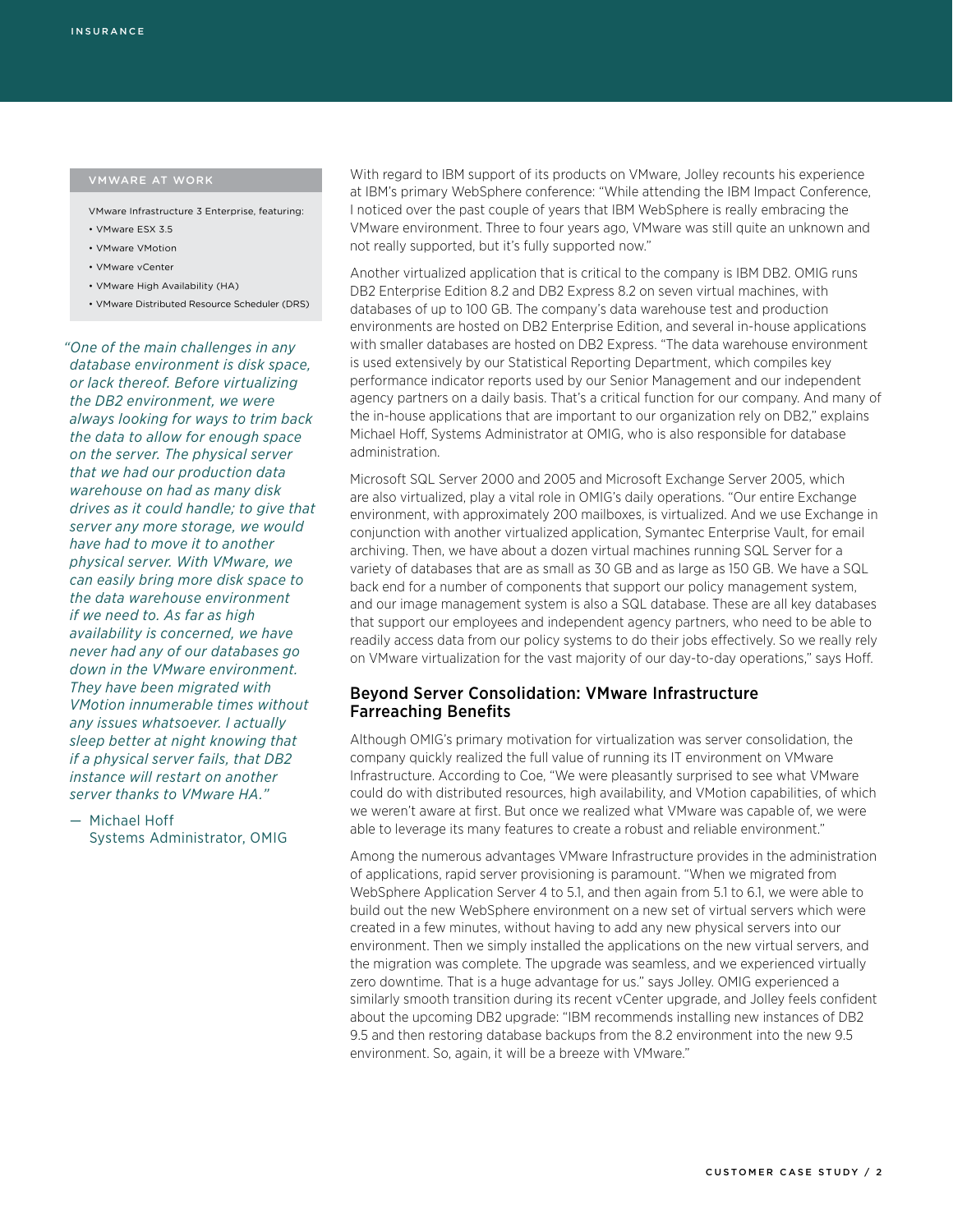### VMWARE AT WORK

VMware Infrastructure 3 Enterprise, featuring:

- VMware ESX 3.5
- VMware VMotion
- VMware vCenter
- VMware High Availability (HA)
- VMware Distributed Resource Scheduler (DRS)

*"One of the main challenges in any database environment is disk space, or lack thereof. Before virtualizing the DB2 environment, we were always looking for ways to trim back the data to allow for enough space on the server. The physical server that we had our production data warehouse on had as many disk drives as it could handle; to give that server any more storage, we would have had to move it to another physical server. With VMware, we can easily bring more disk space to the data warehouse environment if we need to. As far as high availability is concerned, we have never had any of our databases go down in the VMware environment. They have been migrated with VMotion innumerable times without any issues whatsoever. I actually sleep better at night knowing that if a physical server fails, that DB2 instance will restart on another server thanks to VMware HA."*

— Michael Hoff
Systems Administrator, OMIG

With regard to IBM support of its products on VMware, Jolley recounts his experience at IBM's primary WebSphere conference: "While attending the IBM Impact Conference, I noticed over the past couple of years that IBM WebSphere is really embracing the VMware environment. Three to four years ago, VMware was still quite an unknown and not really supported, but it's fully supported now."

Another virtualized application that is critical to the company is IBM DB2. OMIG runs DB2 Enterprise Edition 8.2 and DB2 Express 8.2 on seven virtual machines, with databases of up to 100 GB. The company's data warehouse test and production environments are hosted on DB2 Enterprise Edition, and several in-house applications with smaller databases are hosted on DB2 Express. "The data warehouse environment is used extensively by our Statistical Reporting Department, which compiles key performance indicator reports used by our Senior Management and our independent agency partners on a daily basis. That's a critical function for our company. And many of the in-house applications that are important to our organization rely on DB2," explains Michael Hoff, Systems Administrator at OMIG, who is also responsible for database administration.

Microsoft SQL Server 2000 and 2005 and Microsoft Exchange Server 2005, which are also virtualized, play a vital role in OMIG's daily operations. "Our entire Exchange environment, with approximately 200 mailboxes, is virtualized. And we use Exchange in conjunction with another virtualized application, Symantec Enterprise Vault, for email archiving. Then, we have about a dozen virtual machines running SQL Server for a variety of databases that are as small as 30 GB and as large as 150 GB. We have a SQL back end for a number of components that support our policy management system, and our image management system is also a SQL database. These are all key databases that support our employees and independent agency partners, who need to be able to readily access data from our policy systems to do their jobs effectively. So we really rely on VMware virtualization for the vast majority of our day-to-day operations," says Hoff.

## Beyond Server Consolidation: VMware Infrastructure Farreaching Benefits

Although OMIG's primary motivation for virtualization was server consolidation, the company quickly realized the full value of running its IT environment on VMware Infrastructure. According to Coe, "We were pleasantly surprised to see what VMware could do with distributed resources, high availability, and VMotion capabilities, of which we weren't aware at first. But once we realized what VMware was capable of, we were able to leverage its many features to create a robust and reliable environment."

Among the numerous advantages VMware Infrastructure provides in the administration of applications, rapid server provisioning is paramount. "When we migrated from WebSphere Application Server 4 to 5.1, and then again from 5.1 to 6.1, we were able to build out the new WebSphere environment on a new set of virtual servers which were created in a few minutes, without having to add any new physical servers into our environment. Then we simply installed the applications on the new virtual servers, and the migration was complete. The upgrade was seamless, and we experienced virtually zero downtime. That is a huge advantage for us." says Jolley. OMIG experienced a similarly smooth transition during its recent vCenter upgrade, and Jolley feels confident about the upcoming DB2 upgrade: "IBM recommends installing new instances of DB2 9.5 and then restoring database backups from the 8.2 environment into the new 9.5 environment. So, again, it will be a breeze with VMware."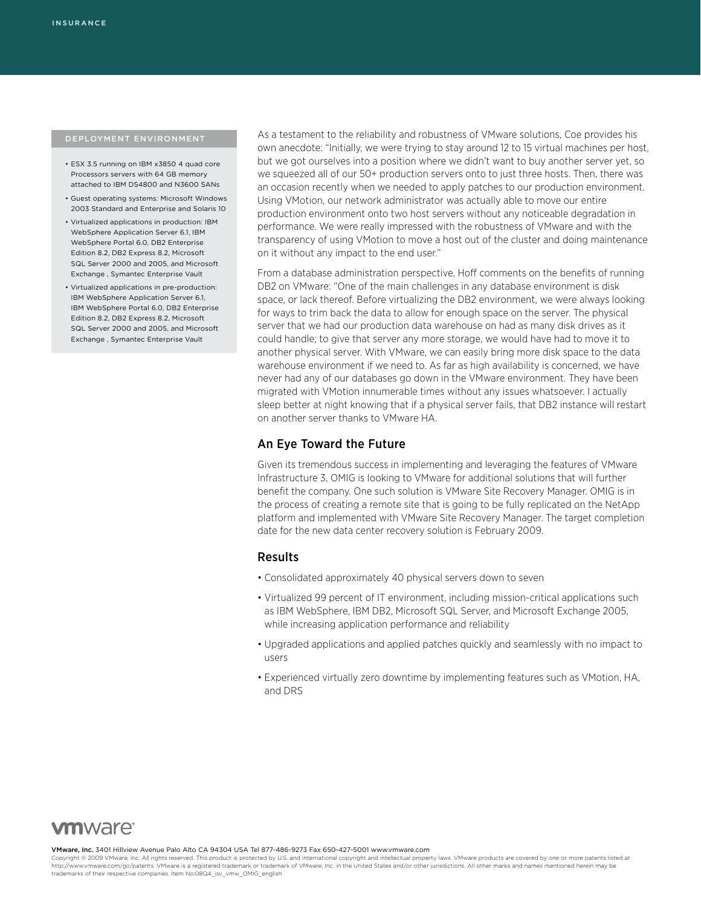DEPLOYMENT ENVIRONMENT

- ESX 3.5 running on IBM x3850 4 quad core Processors servers with 64 GB memory attached to IBM DS4800 and N3600 SANs
- Guest operating systems: Microsoft Windows 2003 Standard and Enterprise and Solaris 10
- Virtualized applications in production: IBM WebSphere Application Server 6.1, IBM WebSphere Portal 6.0, DB2 Enterprise Edition 8.2, DB2 Express 8.2, Microsoft SQL Server 2000 and 2005, and Microsoft Exchange , Symantec Enterprise Vault
- Virtualized applications in pre-production: IBM WebSphere Application Server 6.1, IBM WebSphere Portal 6.0, DB2 Enterprise Edition 8.2, DB2 Express 8.2, Microsoft SQL Server 2000 and 2005, and Microsoft Exchange , Symantec Enterprise Vault

As a testament to the reliability and robustness of VMware solutions, Coe provides his own anecdote: "Initially, we were trying to stay around 12 to 15 virtual machines per host, but we got ourselves into a position where we didn't want to buy another server yet, so we squeezed all of our 50+ production servers onto to just three hosts. Then, there was an occasion recently when we needed to apply patches to our production environment. Using VMotion, our network administrator was actually able to move our entire production environment onto two host servers without any noticeable degradation in performance. We were really impressed with the robustness of VMware and with the transparency of using VMotion to move a host out of the cluster and doing maintenance on it without any impact to the end user."

From a database administration perspective, Hoff comments on the benefits of running DB2 on VMware: "One of the main challenges in any database environment is disk space, or lack thereof. Before virtualizing the DB2 environment, we were always looking for ways to trim back the data to allow for enough space on the server. The physical server that we had our production data warehouse on had as many disk drives as it could handle; to give that server any more storage, we would have had to move it to another physical server. With VMware, we can easily bring more disk space to the data warehouse environment if we need to. As far as high availability is concerned, we have never had any of our databases go down in the VMware environment. They have been migrated with VMotion innumerable times without any issues whatsoever. I actually sleep better at night knowing that if a physical server fails, that DB2 instance will restart on another server thanks to VMware HA.

## An Eye Toward the Future

Given its tremendous success in implementing and leveraging the features of VMware Infrastructure 3, OMIG is looking to VMware for additional solutions that will further benefit the company. One such solution is VMware Site Recovery Manager. OMIG is in the process of creating a remote site that is going to be fully replicated on the NetApp platform and implemented with VMware Site Recovery Manager. The target completion date for the new data center recovery solution is February 2009.

## Results

- Consolidated approximately 40 physical servers down to seven
- Virtualized 99 percent of IT environment, including mission-critical applications such as IBM WebSphere, IBM DB2, Microsoft SQL Server, and Microsoft Exchange 2005, while increasing application performance and reliability
- Upgraded applications and applied patches quickly and seamlessly with no impact to users
- Experienced virtually zero downtime by implementing features such as VMotion, HA, and DRS

**VMware, Inc.** 3401 Hillview Avenue Palo Alto CA 94304 USA Tel 877-486-9273 Fax 650-427-5001 www.vmware.com
Copyright © 2009 VMware, Inc. All rights reserved. This product is protected by U.S. and international copyright and intellectual property laws. VMware products are covered by one or more patents listed at http://www.vmware.com/go/patents. VMware is a registered trademark or trademark of VMware, Inc. in the United States and/or other jurisdictions. All other marks and names mentioned herein may be trademarks of their respective companies. Item No:08Q4_isv_vmw_OMIG_english